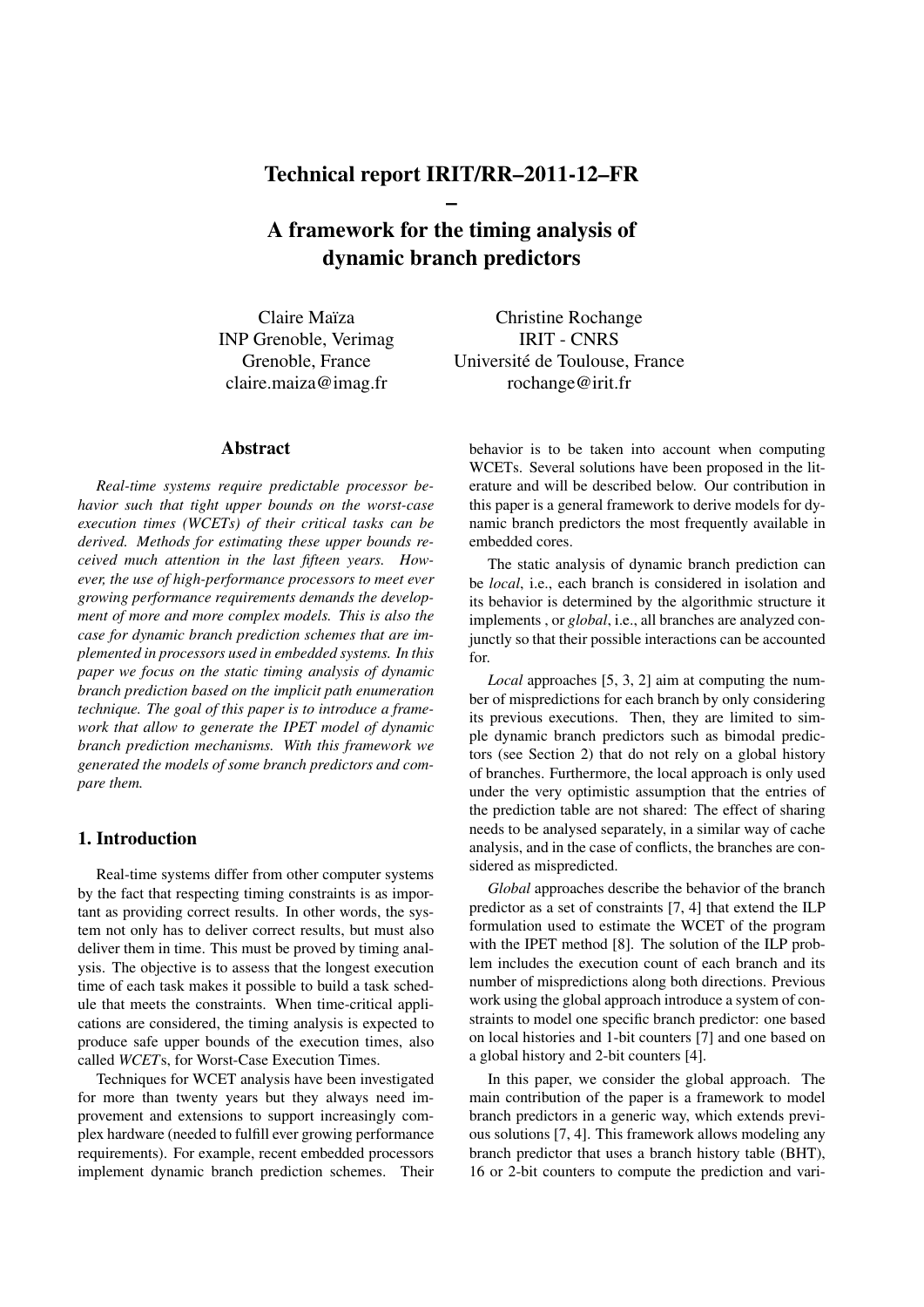# Technical report IRIT/RR–2011-12–FR – A framework for the timing analysis of dynamic branch predictors

Claire Maïza
INP Grenoble, Verimag
Grenoble, France
claire.maiza@imag.fr

Christine Rochange
IRIT - CNRS
Université de Toulouse, France
rochange@irit.fr

## Abstract

*Real-time systems require predictable processor behavior such that tight upper bounds on the worst-case execution times (WCETs) of their critical tasks can be derived. Methods for estimating these upper bounds received much attention in the last fifteen years. However, the use of high-performance processors to meet ever growing performance requirements demands the development of more and more complex models. This is also the case for dynamic branch prediction schemes that are implemented in processors used in embedded systems. In this paper we focus on the static timing analysis of dynamic branch prediction based on the implicit path enumeration technique. The goal of this paper is to introduce a framework that allow to generate the IPET model of dynamic branch prediction mechanisms. With this framework we generated the models of some branch predictors and compare them.*

## 1. Introduction

Real-time systems differ from other computer systems by the fact that respecting timing constraints is as important as providing correct results. In other words, the system not only has to deliver correct results, but must also deliver them in time. This must be proved by timing analysis. The objective is to assess that the longest execution time of each task makes it possible to build a task schedule that meets the constraints. When time-critical applications are considered, the timing analysis is expected to produce safe upper bounds of the execution times, also called *WCET*s, for Worst-Case Execution Times.

Techniques for WCET analysis have been investigated for more than twenty years but they always need improvement and extensions to support increasingly complex hardware (needed to fulfill ever growing performance requirements). For example, recent embedded processors implement dynamic branch prediction schemes. Their behavior is to be taken into account when computing WCETs. Several solutions have been proposed in the literature and will be described below. Our contribution in this paper is a general framework to derive models for dynamic branch predictors the most frequently available in embedded cores.

The static analysis of dynamic branch prediction can be *local*, i.e., each branch is considered in isolation and its behavior is determined by the algorithmic structure it implements , or *global*, i.e., all branches are analyzed conjunctly so that their possible interactions can be accounted for.

*Local* approaches [5, 3, 2] aim at computing the number of mispredictions for each branch by only considering its previous executions. Then, they are limited to simple dynamic branch predictors such as bimodal predictors (see Section 2) that do not rely on a global history of branches. Furthermore, the local approach is only used under the very optimistic assumption that the entries of the prediction table are not shared: The effect of sharing needs to be analysed separately, in a similar way of cache analysis, and in the case of conflicts, the branches are considered as mispredicted.

*Global* approaches describe the behavior of the branch predictor as a set of constraints [7, 4] that extend the ILP formulation used to estimate the WCET of the program with the IPET method [8]. The solution of the ILP problem includes the execution count of each branch and its number of mispredictions along both directions. Previous work using the global approach introduce a system of constraints to model one specific branch predictor: one based on local histories and 1-bit counters [7] and one based on a global history and 2-bit counters [4].

In this paper, we consider the global approach. The main contribution of the paper is a framework to model branch predictors in a generic way, which extends previous solutions [7, 4]. This framework allows modeling any branch predictor that uses a branch history table (BHT), 16 or 2-bit counters to compute the prediction and vari-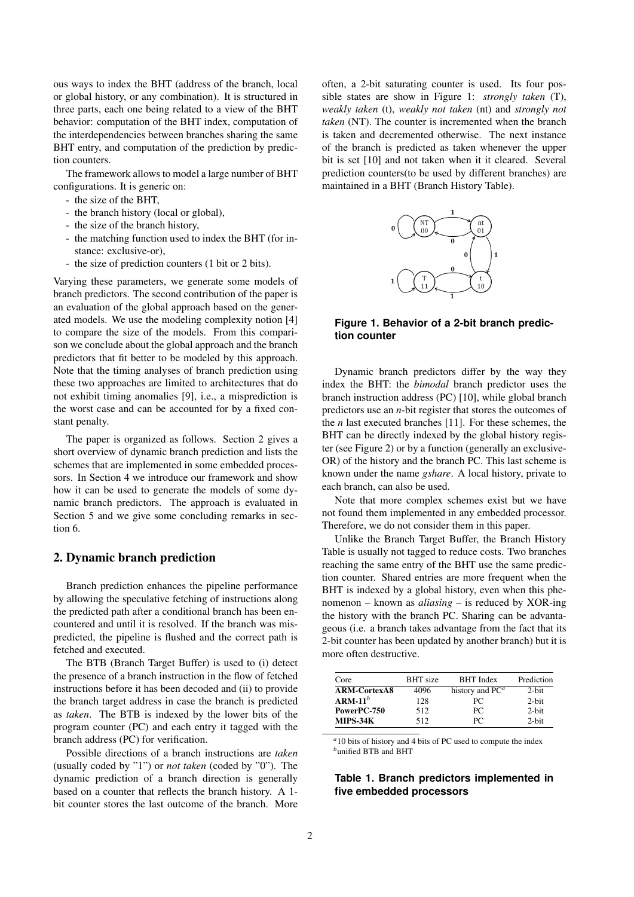ous ways to index the BHT (address of the branch, local or global history, or any combination). It is structured in three parts, each one being related to a view of the BHT behavior: computation of the BHT index, computation of the interdependencies between branches sharing the same BHT entry, and computation of the prediction by prediction counters.

The framework allows to model a large number of BHT configurations. It is generic on:

- the size of the BHT,
- the branch history (local or global),
- the size of the branch history,
- the matching function used to index the BHT (for instance: exclusive-or),
- the size of prediction counters (1 bit or 2 bits).

Varying these parameters, we generate some models of branch predictors. The second contribution of the paper is an evaluation of the global approach based on the generated models. We use the modeling complexity notion [4] to compare the size of the models. From this comparison we conclude about the global approach and the branch predictors that fit better to be modeled by this approach. Note that the timing analyses of branch prediction using these two approaches are limited to architectures that do not exhibit timing anomalies [9], i.e., a misprediction is the worst case and can be accounted for by a fixed constant penalty.

The paper is organized as follows. Section 2 gives a short overview of dynamic branch prediction and lists the schemes that are implemented in some embedded processors. In Section 4 we introduce our framework and show how it can be used to generate the models of some dynamic branch predictors. The approach is evaluated in Section 5 and we give some concluding remarks in section 6.

## 2. Dynamic branch prediction

Branch prediction enhances the pipeline performance by allowing the speculative fetching of instructions along the predicted path after a conditional branch has been encountered and until it is resolved. If the branch was mispredicted, the pipeline is flushed and the correct path is fetched and executed.

The BTB (Branch Target Buffer) is used to (i) detect the presence of a branch instruction in the flow of fetched instructions before it has been decoded and (ii) to provide the branch target address in case the branch is predicted as *taken*. The BTB is indexed by the lower bits of the program counter (PC) and each entry it tagged with the branch address (PC) for verification.

Possible directions of a branch instructions are *taken* (usually coded by "1") or *not taken* (coded by "0"). The dynamic prediction of a branch direction is generally based on a counter that reflects the branch history. A 1-bit counter stores the last outcome of the branch. More often, a 2-bit saturating counter is used. Its four possible states are show in Figure 1: *strongly taken* (T), *weakly taken* (t), *weakly not taken* (nt) and *strongly not taken* (NT). The counter is incremented when the branch is taken and decremented otherwise. The next instance of the branch is predicted as taken whenever the upper bit is set [10] and not taken when it it cleared. Several prediction counters(to be used by different branches) are maintained in a BHT (Branch History Table).

**Figure 1. Behavior of a 2-bit branch prediction counter**

Dynamic branch predictors differ by the way they index the BHT: the *bimodal* branch predictor uses the branch instruction address (PC) [10], while global branch predictors use an *n*-bit register that stores the outcomes of the *n* last executed branches [11]. For these schemes, the BHT can be directly indexed by the global history register (see Figure 2) or by a function (generally an exclusive-OR) of the history and the branch PC. This last scheme is known under the name *gshare*. A local history, private to each branch, can also be used.

Note that more complex schemes exist but we have not found them implemented in any embedded processor. Therefore, we do not consider them in this paper.

Unlike the Branch Target Buffer, the Branch History Table is usually not tagged to reduce costs. Two branches reaching the same entry of the BHT use the same prediction counter. Shared entries are more frequent when the BHT is indexed by a global history, even when this phenomenon – known as *aliasing* – is reduced by XOR-ing the history with the branch PC. Sharing can be advantageous (i.e. a branch takes advantage from the fact that its 2-bit counter has been updated by another branch) but it is more often destructive.

| Core | BHT size | BHT Index | Prediction |
|---|---|---|---|
| **ARM-CortexA8** | 4096 | history and PC[a] | 2-bit |
| **ARM-11**[b] | 128 | PC | 2-bit |
| **PowerPC-750** | 512 | PC | 2-bit |
| **MIPS-34K** | 512 | PC | 2-bit |

[a] 10 bits of history and 4 bits of PC used to compute the index
[b] unified BTB and BHT

**Table 1. Branch predictors implemented in five embedded processors**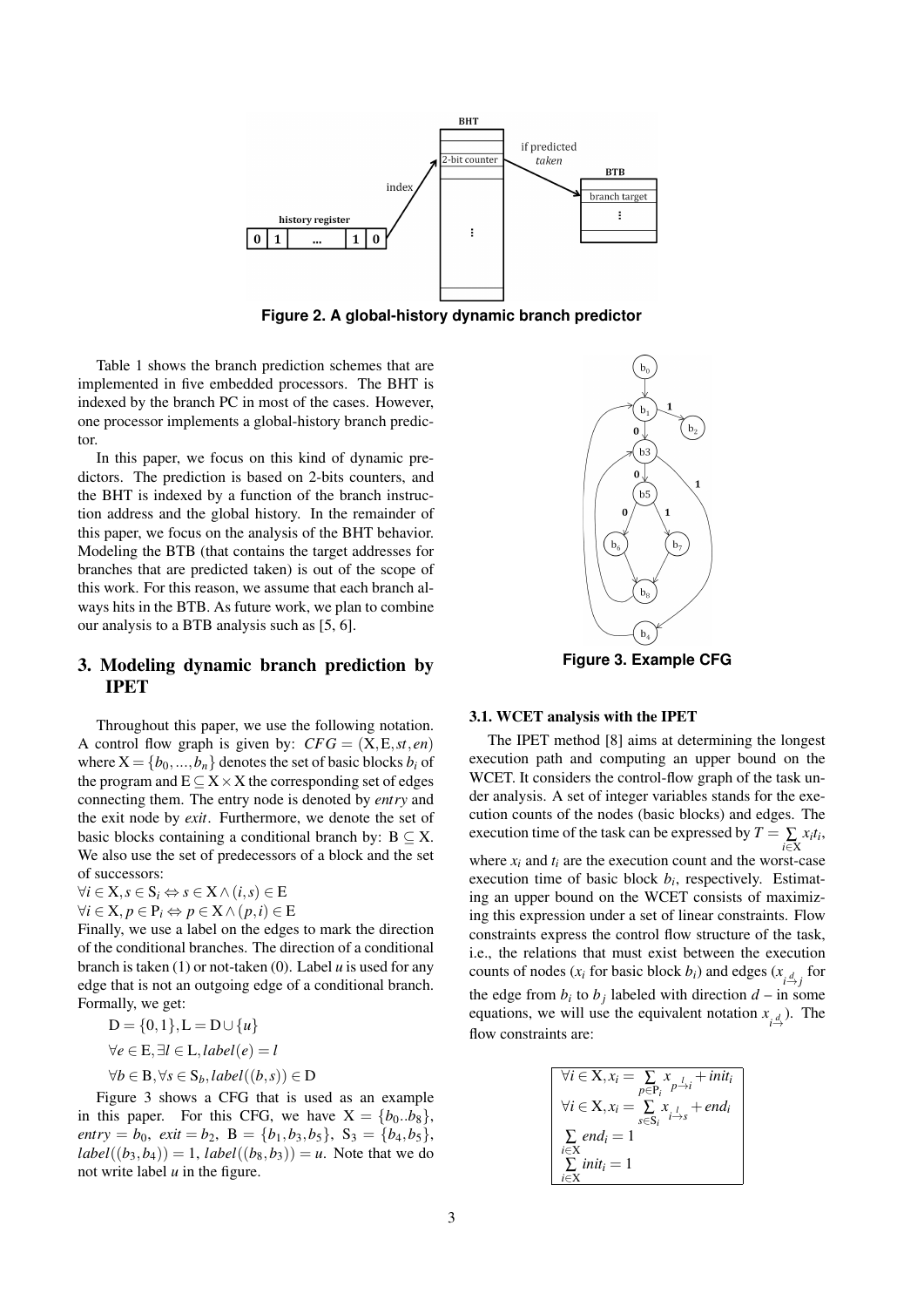Figure 2. A global-history dynamic branch predictor

Table 1 shows the branch prediction schemes that are implemented in five embedded processors. The BHT is indexed by the branch PC in most of the cases. However, one processor implements a global-history branch predictor.

In this paper, we focus on this kind of dynamic predictors. The prediction is based on 2-bits counters, and the BHT is indexed by a function of the branch instruction address and the global history. In the remainder of this paper, we focus on the analysis of the BHT behavior. Modeling the BTB (that contains the target addresses for branches that are predicted taken) is out of the scope of this work. For this reason, we assume that each branch always hits in the BTB. As future work, we plan to combine our analysis to a BTB analysis such as [5, 6].

## 3. Modeling dynamic branch prediction by IPET

Throughout this paper, we use the following notation. A control flow graph is given by: $CFG = (\mathrm{X}, \mathrm{E}, st, en)$ where $\mathrm{X} = \{b_0, ..., b_n\}$ denotes the set of basic blocks $b_i$ of the program and $\mathrm{E} \subseteq \mathrm{X} \times \mathrm{X}$ the corresponding set of edges connecting them. The entry node is denoted by *entry* and the exit node by *exit*. Furthermore, we denote the set of basic blocks containing a conditional branch by: $\mathrm{B} \subseteq \mathrm{X}$. We also use the set of predecessors of a block and the set of successors:

$\forall i \in \mathrm{X}, s \in \mathrm{S}_i \Leftrightarrow s \in \mathrm{X} \wedge (i,s) \in \mathrm{E}$

$\forall i \in \mathrm{X}, p \in \mathrm{P}_i \Leftrightarrow p \in \mathrm{X} \wedge (p,i) \in \mathrm{E}$

Finally, we use a label on the edges to mark the direction of the conditional branches. The direction of a conditional branch is taken (1) or not-taken (0). Label $u$ is used for any edge that is not an outgoing edge of a conditional branch. Formally, we get:

$$\mathrm{D} = \{0,1\}, \mathrm{L} = \mathrm{D} \cup \{u\}$$

$$\forall e \in \mathrm{E}, \exists l \in \mathrm{L}, label(e) = l$$

$$\forall b \in \mathrm{B}, \forall s \in \mathrm{S}_b, label((b,s)) \in \mathrm{D}$$

Figure 3 shows a CFG that is used as an example in this paper. For this CFG, we have $\mathrm{X} = \{b_0..b_8\}$, $entry = b_0$, $exit = b_2$, $\mathrm{B} = \{b_1, b_3, b_5\}$, $\mathrm{S}_3 = \{b_4, b_5\}$, $label((b_3, b_4)) = 1$, $label((b_8, b_3)) = u$. Note that we do not write label $u$ in the figure.

Figure 3. Example CFG

### 3.1. WCET analysis with the IPET

The IPET method [8] aims at determining the longest execution path and computing an upper bound on the WCET. It considers the control-flow graph of the task under analysis. A set of integer variables stands for the execution counts of the nodes (basic blocks) and edges. The execution time of the task can be expressed by $T = \sum_{i \in \mathrm{X}} x_i t_i$, where $x_i$ and $t_i$ are the execution count and the worst-case execution time of basic block $b_i$, respectively. Estimating an upper bound on the WCET consists of maximizing this expression under a set of linear constraints. Flow constraints express the control flow structure of the task, i.e., the relations that must exist between the execution counts of nodes ($x_i$ for basic block $b_i$) and edges ($x_{i \xrightarrow{d} j}$ for the edge from $b_i$ to $b_j$ labeled with direction $d$ – in some equations, we will use the equivalent notation $x_{i \xrightarrow{d}}$). The flow constraints are:

$$\forall i \in \mathrm{X}, x_i = \sum_{p \in \mathrm{P}_i} x_{p \xrightarrow{l} i} + init_i$$

$$\forall i \in \mathrm{X}, x_i = \sum_{s \in \mathrm{S}_i} x_{i \xrightarrow{l} s} + end_i$$

$$\sum_{i \in \mathrm{X}} end_i = 1$$

$$\sum_{i \in \mathrm{X}} init_i = 1$$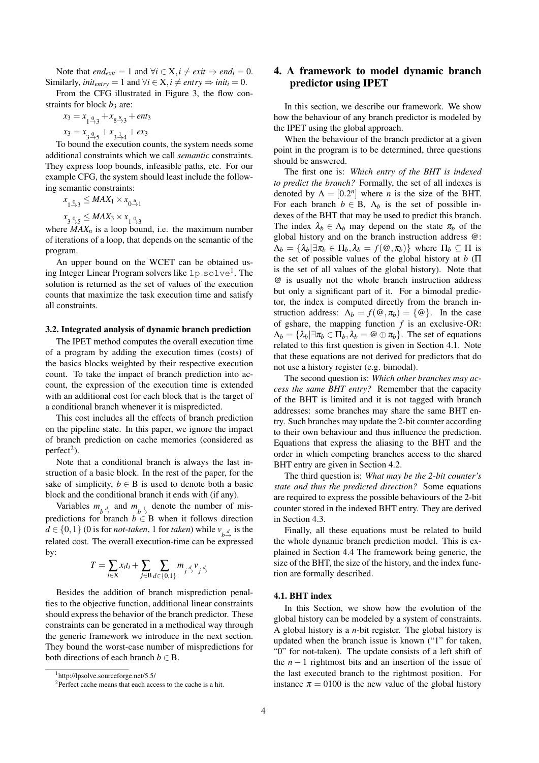Note that $end_{exit} = 1$ and $\forall i \in X, i \neq exit \Rightarrow end_i = 0$. Similarly, $init_{entry} = 1$ and $\forall i \in X, i \neq entry \Rightarrow init_i = 0$.

From the CFG illustrated in Figure 3, the flow constraints for block $b_3$ are:

$$x_3 = x_{1 \xrightarrow{0} 3} + x_{8 \xrightarrow{u} 3} + ent_3$$

$$x_3 = x_{3 \xrightarrow{0} 5} + x_{3 \xrightarrow{1} 4} + ex_3$$

To bound the execution counts, the system needs some additional constraints which we call *semantic* constraints. They express loop bounds, infeasible paths, etc. For our example CFG, the system should least include the following semantic constraints:

$$x_{1 \xrightarrow{0} 3} \leq MAX_1 \times x_{0 \xrightarrow{u} 1}$$

$$x_{3 \xrightarrow{0} 5} \leq MAX_3 \times x_{1 \xrightarrow{0} 3}$$

where $MAX_n$ is a loop bound, i.e. the maximum number of iterations of a loop, that depends on the semantic of the program.

An upper bound on the WCET can be obtained using Integer Linear Program solvers like `lp_solve`[1]. The solution is returned as the set of values of the execution counts that maximize the task execution time and satisfy all constraints.

### 3.2. Integrated analysis of dynamic branch prediction

The IPET method computes the overall execution time of a program by adding the execution times (costs) of the basics blocks weighted by their respective execution count. To take the impact of branch prediction into account, the expression of the execution time is extended with an additional cost for each block that is the target of a conditional branch whenever it is mispredicted.

This cost includes all the effects of branch prediction on the pipeline state. In this paper, we ignore the impact of branch prediction on cache memories (considered as perfect[2]).

Note that a conditional branch is always the last instruction of a basic block. In the rest of the paper, for the sake of simplicity, $b \in B$ is used to denote both a basic block and the conditional branch it ends with (if any).

Variables $m_{b \xrightarrow{d}}$ and $m_{b \xrightarrow{1}}$ denote the number of mispredictions for branch $b \in B$ when it follows direction $d \in \{0, 1\}$ (0 is for *not-taken*, 1 for *taken*) while $v_{b \xrightarrow{d}}$ is the related cost. The overall execution-time can be expressed by:

$$T = \sum_{i \in X} x_i t_i + \sum_{j \in B} \sum_{d \in \{0,1\}} m_{j \xrightarrow{d}} v_{j \xrightarrow{d}}$$

Besides the addition of branch misprediction penalties to the objective function, additional linear constraints should express the behavior of the branch predictor. These constraints can be generated in a methodical way through the generic framework we introduce in the next section. They bound the worst-case number of mispredictions for both directions of each branch $b \in B$.

[1] http://lpsolve.sourceforge.net/5.5/

[2] Perfect cache means that each access to the cache is a hit.

## 4. A framework to model dynamic branch predictor using IPET

In this section, we describe our framework. We show how the behaviour of any branch predictor is modeled by the IPET using the global approach.

When the behaviour of the branch predictor at a given point in the program is to be determined, three questions should be answered.

The first one is: *Which entry of the BHT is indexed to predict the branch?* Formally, the set of all indexes is denoted by $\Lambda = [0.2^n]$ where $n$ is the size of the BHT. For each branch $b \in B$, $\Lambda_b$ is the set of possible indexes of the BHT that may be used to predict this branch. The index $\lambda_b \in \Lambda_b$ may depend on the state $\pi_b$ of the global history and on the branch instruction address @: $\Lambda_b = \{\lambda_b | \exists \pi_b \in \Pi_b, \lambda_b = f(@, \pi_b)\}$ where $\Pi_b \subseteq \Pi$ is the set of possible values of the global history at $b$ ($\Pi$ is the set of all values of the global history). Note that @ is usually not the whole branch instruction address but only a significant part of it. For a bimodal predictor, the index is computed directly from the branch instruction address: $\Lambda_b = f(@, \pi_b) = \{@\}$. In the case of gshare, the mapping function $f$ is an exclusive-OR: $\Lambda_b = \{\lambda_b | \exists \pi_b \in \Pi_b, \lambda_b = @ \oplus \pi_b\}$. The set of equations related to this first question is given in Section 4.1. Note that these equations are not derived for predictors that do not use a history register (e.g. bimodal).

The second question is: *Which other branches may access the same BHT entry?* Remember that the capacity of the BHT is limited and it is not tagged with branch addresses: some branches may share the same BHT entry. Such branches may update the 2-bit counter according to their own behaviour and thus influence the prediction. Equations that express the aliasing to the BHT and the order in which competing branches access to the shared BHT entry are given in Section 4.2.

The third question is: *What may be the 2-bit counter's state and thus the predicted direction?* Some equations are required to express the possible behaviours of the 2-bit counter stored in the indexed BHT entry. They are derived in Section 4.3.

Finally, all these equations must be related to build the whole dynamic branch prediction model. This is explained in Section 4.4 The framework being generic, the size of the BHT, the size of the history, and the index function are formally described.

### 4.1. BHT index

In this Section, we show how the evolution of the global history can be modeled by a system of constraints. A global history is a $n$-bit register. The global history is updated when the branch issue is known ("1" for taken, "0" for not-taken). The update consists of a left shift of the $n-1$ rightmost bits and an insertion of the issue of the last executed branch to the rightmost position. For instance $\pi = 0100$ is the new value of the global history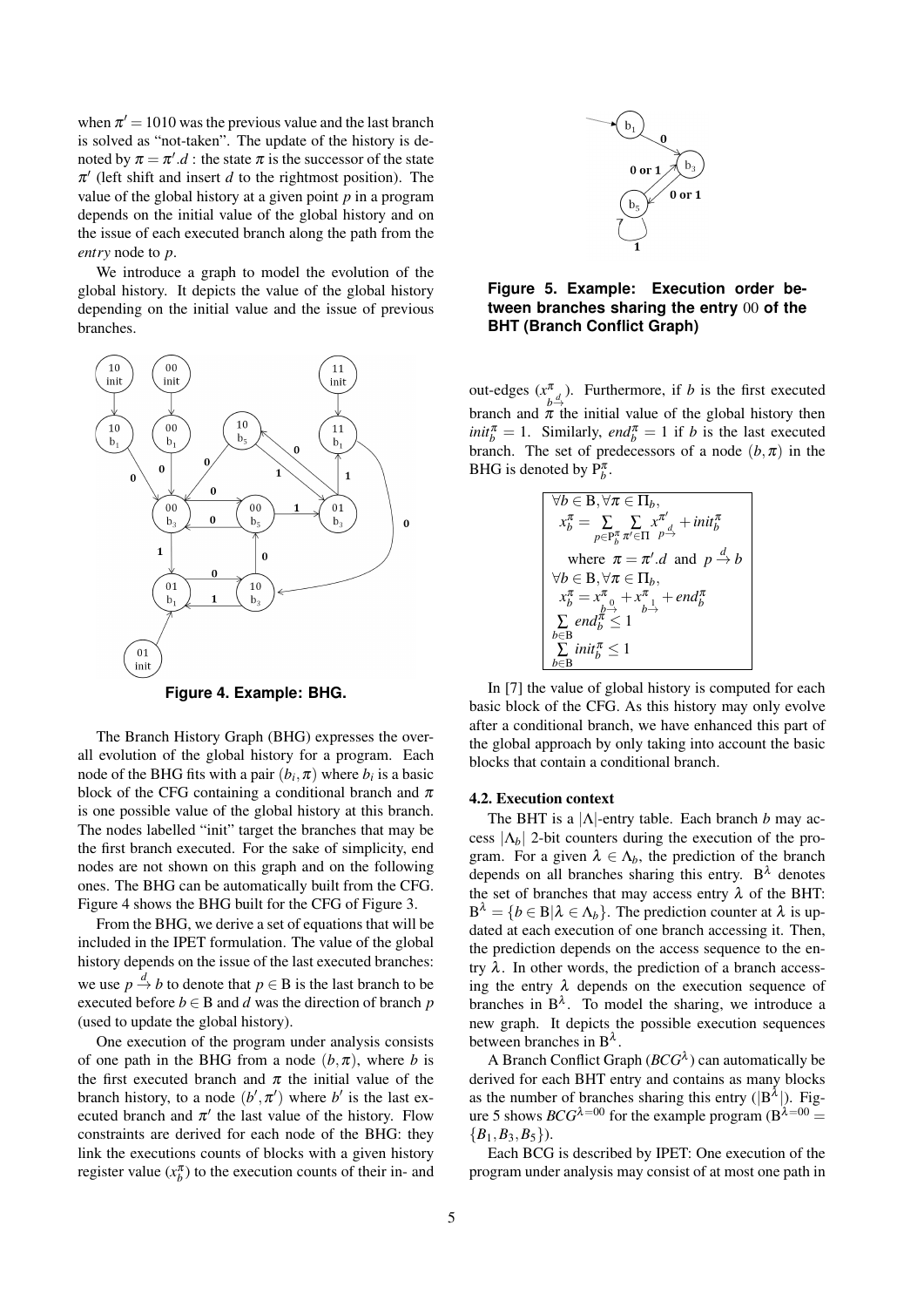when $\pi' = 1010$ was the previous value and the last branch is solved as "not-taken". The update of the history is denoted by $\pi = \pi'.d$ : the state $\pi$ is the successor of the state $\pi'$ (left shift and insert $d$ to the rightmost position). The value of the global history at a given point $p$ in a program depends on the initial value of the global history and on the issue of each executed branch along the path from the *entry* node to $p$.

We introduce a graph to model the evolution of the global history. It depicts the value of the global history depending on the initial value and the issue of previous branches.

**Figure 4. Example: BHG.**

The Branch History Graph (BHG) expresses the overall evolution of the global history for a program. Each node of the BHG fits with a pair $(b_i, \pi)$ where $b_i$ is a basic block of the CFG containing a conditional branch and $\pi$ is one possible value of the global history at this branch. The nodes labelled "init" target the branches that may be the first branch executed. For the sake of simplicity, end nodes are not shown on this graph and on the following ones. The BHG can be automatically built from the CFG. Figure 4 shows the BHG built for the CFG of Figure 3.

From the BHG, we derive a set of equations that will be included in the IPET formulation. The value of the global history depends on the issue of the last executed branches: we use $p \xrightarrow{d} b$ to denote that $p \in \mathrm{B}$ is the last branch to be executed before $b \in \mathrm{B}$ and $d$ was the direction of branch $p$ (used to update the global history).

One execution of the program under analysis consists of one path in the BHG from a node $(b, \pi)$, where $b$ is the first executed branch and $\pi$ the initial value of the branch history, to a node $(b', \pi')$ where $b'$ is the last executed branch and $\pi'$ the last value of the history. Flow constraints are derived for each node of the BHG: they link the executions counts of blocks with a given history register value ($x_b^\pi$) to the execution counts of their in- and out-edges ($x^{\pi}_{b \xrightarrow{d}}$). Furthermore, if $b$ is the first executed branch and $\pi$ the initial value of the global history then $init_b^\pi = 1$. Similarly, $end_b^\pi = 1$ if $b$ is the last executed branch. The set of predecessors of a node $(b, \pi)$ in the BHG is denoted by $\mathrm{P}_b^\pi$.

$$
\begin{array}{l}
\forall b \in \mathrm{B}, \forall \pi \in \Pi_b, \\
\quad x_b^\pi = \sum\limits_{p \in \mathrm{P}_b^\pi} \sum\limits_{\pi' \in \Pi} x^{\pi'}_{p \xrightarrow{d}} + init_b^\pi \\
\quad \text{where } \pi = \pi'.d \text{ and } p \xrightarrow{d} b \\
\forall b \in \mathrm{B}, \forall \pi \in \Pi_b, \\
\quad x_b^\pi = x^{\pi}_{b \xrightarrow{0}} + x^{\pi}_{b \xrightarrow{1}} + end_b^\pi \\
\sum\limits_{b \in \mathrm{B}} end_b^\pi \leq 1 \\
\sum\limits_{b \in \mathrm{B}} init_b^\pi \leq 1
\end{array}
$$

In [7] the value of global history is computed for each basic block of the CFG. As this history may only evolve after a conditional branch, we have enhanced this part of the global approach by only taking into account the basic blocks that contain a conditional branch.

### 4.2. Execution context

The BHT is a $|\Lambda|$-entry table. Each branch $b$ may access $|\Lambda_b|$ 2-bit counters during the execution of the program. For a given $\lambda \in \Lambda_b$, the prediction of the branch depends on all branches sharing this entry. $\mathrm{B}^\lambda$ denotes the set of branches that may access entry $\lambda$ of the BHT: $\mathrm{B}^\lambda = \{b \in \mathrm{B} | \lambda \in \Lambda_b\}$. The prediction counter at $\lambda$ is updated at each execution of one branch accessing it. Then, the prediction depends on the access sequence to the entry $\lambda$. In other words, the prediction of a branch accessing the entry $\lambda$ depends on the execution sequence of branches in $\mathrm{B}^\lambda$. To model the sharing, we introduce a new graph. It depicts the possible execution sequences between branches in $\mathrm{B}^\lambda$.

A Branch Conflict Graph ($BCG^\lambda$) can automatically be derived for each BHT entry and contains as many blocks as the number of branches sharing this entry ($|\mathrm{B}^\lambda|$). Figure 5 shows $BCG^{\lambda=00}$ for the example program ($\mathrm{B}^{\lambda=00} = \{B_1, B_3, B_5\}$).

**Figure 5. Example: Execution order between branches sharing the entry 00 of the BHT (Branch Conflict Graph)**

Each BCG is described by IPET: One execution of the program under analysis may consist of at most one path in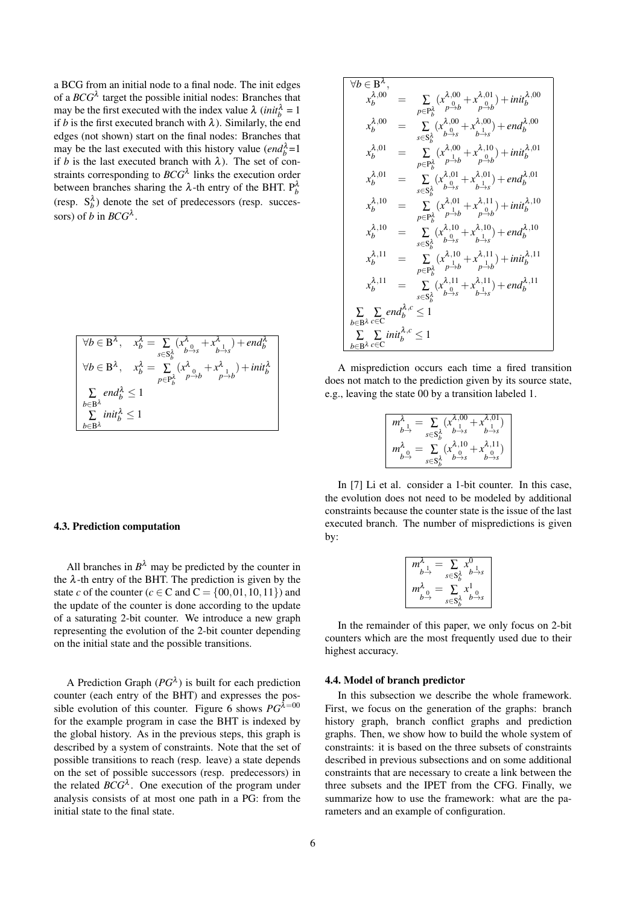a BCG from an initial node to a final node. The init edges of a $BCG^{\lambda}$ target the possible initial nodes: Branches that may be the first executed with the index value $\lambda$ ($init_b^{\lambda} = 1$ if $b$ is the first executed branch with $\lambda$). Similarly, the end edges (not shown) start on the final nodes: Branches that may be the last executed with this history value ($end_b^{\lambda}$=1 if $b$ is the last executed branch with $\lambda$). The set of constraints corresponding to $BCG^{\lambda}$ links the execution order between branches sharing the $\lambda$-th entry of the BHT. $\mathrm{P}_b^{\lambda}$ (resp. $\mathrm{S}_b^{\lambda}$) denote the set of predecessors (resp. successors) of $b$ in $BCG^{\lambda}$.

$$
\begin{array}{l}
\forall b \in \mathrm{B}^{\lambda}, \quad x_b^{\lambda} = \sum_{s \in \mathrm{S}_b^{\lambda}} (x^{\lambda}_{b \overset{0}{\to} s} + x^{\lambda}_{b \overset{1}{\to} s}) + end_b^{\lambda} \\
\forall b \in \mathrm{B}^{\lambda}, \quad x_b^{\lambda} = \sum_{p \in \mathrm{P}_b^{\lambda}} (x^{\lambda}_{p \overset{0}{\to} b} + x^{\lambda}_{p \overset{1}{\to} b}) + init_b^{\lambda} \\
\sum_{b \in \mathrm{B}^{\lambda}} end_b^{\lambda} \leq 1 \\
\sum_{b \in \mathrm{B}^{\lambda}} init_b^{\lambda} \leq 1
\end{array}
$$

### 4.3. Prediction computation

All branches in $B^{\lambda}$ may be predicted by the counter in the $\lambda$-th entry of the BHT. The prediction is given by the state $c$ of the counter ($c \in \mathrm{C}$ and $\mathrm{C} = \{00, 01, 10, 11\}$) and the update of the counter is done according to the update of a saturating 2-bit counter. We introduce a new graph representing the evolution of the 2-bit counter depending on the initial state and the possible transitions.

A Prediction Graph ($PG^{\lambda}$) is built for each prediction counter (each entry of the BHT) and expresses the possible evolution of this counter. Figure 6 shows $PG^{\lambda=00}$ for the example program in case the BHT is indexed by the global history. As in the previous steps, this graph is described by a system of constraints. Note that the set of possible transitions to reach (resp. leave) a state depends on the set of possible successors (resp. predecessors) in the related $BCG^{\lambda}$. One execution of the program under analysis consists of at most one path in a PG: from the initial state to the final state.

$$
\begin{array}{lcl}
\forall b \in \mathrm{B}^{\lambda}, & & \\
x_b^{\lambda,00} & = & \sum_{p \in \mathrm{P}_b^{\lambda}} (x^{\lambda,00}_{p \overset{0}{\to} b} + x^{\lambda,01}_{p \overset{0}{\to} b}) + init_b^{\lambda,00} \\
x_b^{\lambda,00} & = & \sum_{s \in \mathrm{S}_b^{\lambda}} (x^{\lambda,00}_{b \overset{0}{\to} s} + x^{\lambda,00}_{b \overset{1}{\to} s}) + end_b^{\lambda,00} \\
x_b^{\lambda,01} & = & \sum_{p \in \mathrm{P}_b^{\lambda}} (x^{\lambda,00}_{p \overset{1}{\to} b} + x^{\lambda,10}_{p \overset{0}{\to} b}) + init_b^{\lambda,01} \\
x_b^{\lambda,01} & = & \sum_{s \in \mathrm{S}_b^{\lambda}} (x^{\lambda,01}_{b \overset{0}{\to} s} + x^{\lambda,01}_{b \overset{1}{\to} s}) + end_b^{\lambda,01} \\
x_b^{\lambda,10} & = & \sum_{p \in \mathrm{P}_b^{\lambda}} (x^{\lambda,01}_{p \overset{1}{\to} b} + x^{\lambda,11}_{p \overset{0}{\to} b}) + init_b^{\lambda,10} \\
x_b^{\lambda,10} & = & \sum_{s \in \mathrm{S}_b^{\lambda}} (x^{\lambda,10}_{b \overset{0}{\to} s} + x^{\lambda,10}_{b \overset{1}{\to} s}) + end_b^{\lambda,10} \\
x_b^{\lambda,11} & = & \sum_{p \in \mathrm{P}_b^{\lambda}} (x^{\lambda,10}_{p \overset{1}{\to} b} + x^{\lambda,11}_{p \overset{1}{\to} b}) + init_b^{\lambda,11} \\
x_b^{\lambda,11} & = & \sum_{s \in \mathrm{S}_b^{\lambda}} (x^{\lambda,11}_{b \overset{0}{\to} s} + x^{\lambda,11}_{b \overset{1}{\to} s}) + end_b^{\lambda,11} \\
\multicolumn{3}{l}{\sum_{b \in \mathrm{B}^{\lambda}} \sum_{c \in \mathrm{C}} end_b^{\lambda,c} \leq 1} \\
\multicolumn{3}{l}{\sum_{b \in \mathrm{B}^{\lambda}} \sum_{c \in \mathrm{C}} init_b^{\lambda,c} \leq 1}
\end{array}
$$

A misprediction occurs each time a fired transition does not match to the prediction given by its source state, e.g., leaving the state 00 by a transition labeled 1.

$$
\begin{array}{l}
m^{\lambda}_{b \overset{1}{\to}} = \sum_{s \in \mathrm{S}_b^{\lambda}} (x^{\lambda,00}_{b \overset{1}{\to} s} + x^{\lambda,01}_{b \overset{1}{\to} s}) \\
m^{\lambda}_{b \overset{0}{\to}} = \sum_{s \in \mathrm{S}_b^{\lambda}} (x^{\lambda,10}_{b \overset{0}{\to} s} + x^{\lambda,11}_{b \overset{0}{\to} s})
\end{array}
$$

In [7] Li et al. consider a 1-bit counter. In this case, the evolution does not need to be modeled by additional constraints because the counter state is the issue of the last executed branch. The number of mispredictions is given by:

$$
\begin{array}{l}
m^{\lambda}_{b \overset{1}{\to}} = \sum_{s \in \mathrm{S}_b^{\lambda}} x^{0}_{b \overset{1}{\to} s} \\
m^{\lambda}_{b \overset{0}{\to}} = \sum_{s \in \mathrm{S}_b^{\lambda}} x^{1}_{b \overset{0}{\to} s}
\end{array}
$$

In the remainder of this paper, we only focus on 2-bit counters which are the most frequently used due to their highest accuracy.

### 4.4. Model of branch predictor

In this subsection we describe the whole framework. First, we focus on the generation of the graphs: branch history graph, branch conflict graphs and prediction graphs. Then, we show how to build the whole system of constraints: it is based on the three subsets of constraints described in previous subsections and on some additional constraints that are necessary to create a link between the three subsets and the IPET from the CFG. Finally, we summarize how to use the framework: what are the parameters and an example of configuration.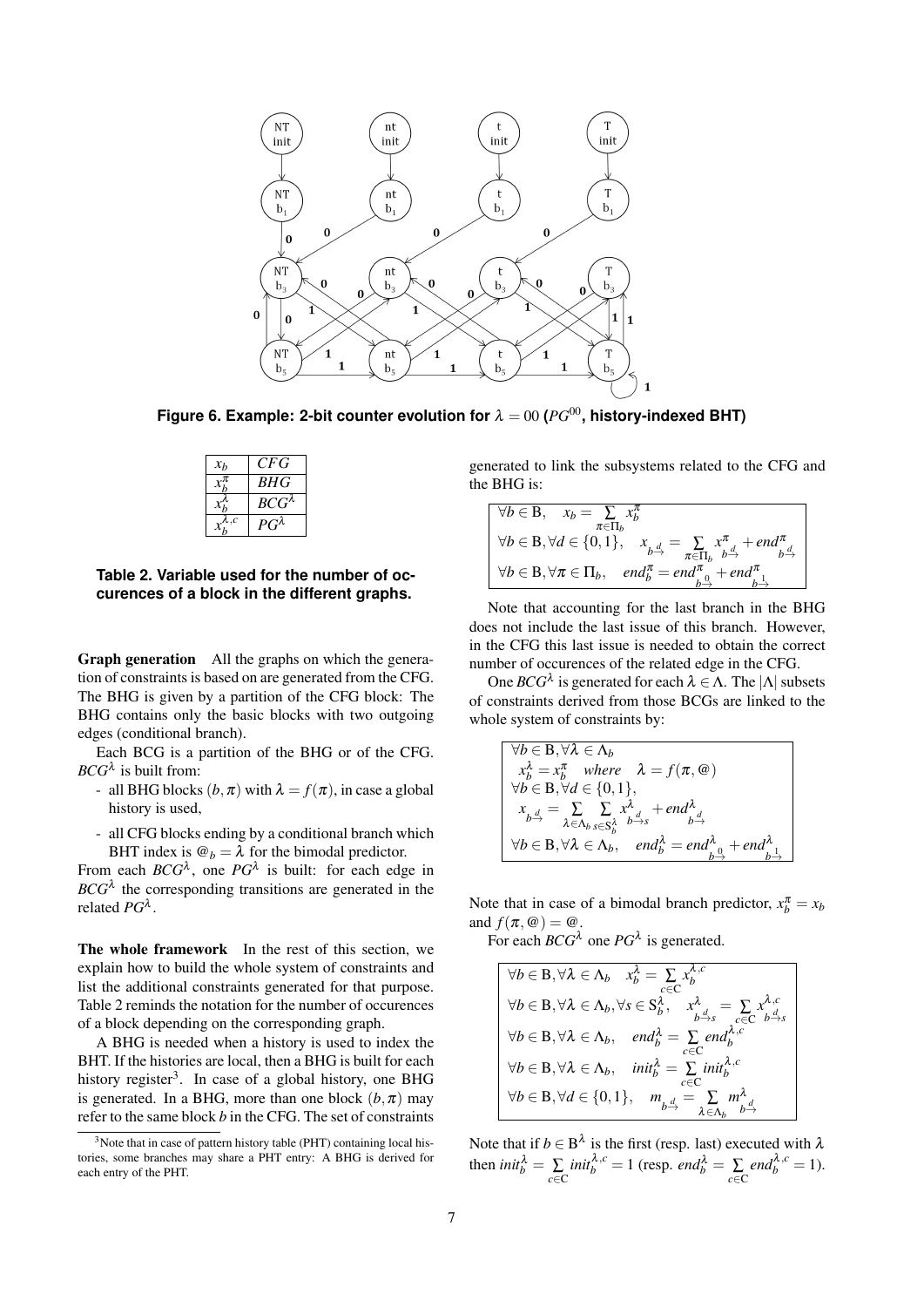**Figure 6. Example: 2-bit counter evolution for $\lambda = 00$ ($PG^{00}$, history-indexed BHT)**

| $x_b$ | $CFG$ |
|---|---|
| $x_b^\pi$ | $BHG$ |
| $x_b^\lambda$ | $BCG^\lambda$ |
| $x_b^{\lambda,c}$ | $PG^\lambda$ |

**Table 2. Variable used for the number of occurences of a block in the different graphs.**

**Graph generation** All the graphs on which the generation of constraints is based on are generated from the CFG. The BHG is given by a partition of the CFG block: The BHG contains only the basic blocks with two outgoing edges (conditional branch).

Each BCG is a partition of the BHG or of the CFG. $BCG^\lambda$ is built from:

- all BHG blocks $(b,\pi)$ with $\lambda = f(\pi)$, in case a global history is used,
- all CFG blocks ending by a conditional branch which BHT index is $@_b = \lambda$ for the bimodal predictor.

From each $BCG^\lambda$, one $PG^\lambda$ is built: for each edge in $BCG^\lambda$ the corresponding transitions are generated in the related $PG^\lambda$.

**The whole framework** In the rest of this section, we explain how to build the whole system of constraints and list the additional constraints generated for that purpose. Table 2 reminds the notation for the number of occurences of a block depending on the corresponding graph.

A BHG is needed when a history is used to index the BHT. If the histories are local, then a BHG is built for each history register[3]. In case of a global history, one BHG is generated. In a BHG, more than one block $(b,\pi)$ may refer to the same block $b$ in the CFG. The set of constraints generated to link the subsystems related to the CFG and the BHG is:

$$
\begin{array}{l}
\forall b \in \mathrm{B}, \quad x_b = \sum\limits_{\pi \in \Pi_b} x_b^\pi \\
\forall b \in \mathrm{B}, \forall d \in \{0,1\}, \quad x_{b \xrightarrow{d}} = \sum\limits_{\pi \in \Pi_b} x^\pi_{b \xrightarrow{d}} + end^\pi_{b \xrightarrow{d}} \\
\forall b \in \mathrm{B}, \forall \pi \in \Pi_b, \quad end_b^\pi = end^\pi_{b \xrightarrow{0}} + end^\pi_{b \xrightarrow{1}}
\end{array}
$$

Note that accounting for the last branch in the BHG does not include the last issue of this branch. However, in the CFG this last issue is needed to obtain the correct number of occurences of the related edge in the CFG.

One $BCG^\lambda$ is generated for each $\lambda \in \Lambda$. The $|\Lambda|$ subsets of constraints derived from those BCGs are linked to the whole system of constraints by:

$$
\begin{array}{l}
\forall b \in \mathrm{B}, \forall \lambda \in \Lambda_b \\
\quad x_b^\lambda = x_b^\pi \quad where \quad \lambda = f(\pi, @) \\
\forall b \in \mathrm{B}, \forall d \in \{0,1\}, \\
\quad x_{b \xrightarrow{d}} = \sum\limits_{\lambda \in \Lambda_b} \sum\limits_{s \in \mathrm{S}_b^\lambda} x^\lambda_{b \xrightarrow{d} s} + end^\lambda_{b \xrightarrow{d}} \\
\forall b \in \mathrm{B}, \forall \lambda \in \Lambda_b, \quad end_b^\lambda = end^\lambda_{b \xrightarrow{0}} + end^\lambda_{b \xrightarrow{1}}
\end{array}
$$

Note that in case of a bimodal branch predictor, $x_b^\pi = x_b$ and $f(\pi, @) = @$.

For each $BCG^\lambda$ one $PG^\lambda$ is generated.

$$
\begin{array}{l}
\forall b \in \mathrm{B}, \forall \lambda \in \Lambda_b \quad x_b^\lambda = \sum\limits_{c \in \mathrm{C}} x_b^{\lambda,c} \\
\forall b \in \mathrm{B}, \forall \lambda \in \Lambda_b, \forall s \in \mathrm{S}_b^\lambda, \quad x^\lambda_{b \xrightarrow{d} s} = \sum\limits_{c \in \mathrm{C}} x^{\lambda,c}_{b \xrightarrow{d} s} \\
\forall b \in \mathrm{B}, \forall \lambda \in \Lambda_b, \quad end_b^\lambda = \sum\limits_{c \in \mathrm{C}} end_b^{\lambda,c} \\
\forall b \in \mathrm{B}, \forall \lambda \in \Lambda_b, \quad init_b^\lambda = \sum\limits_{c \in \mathrm{C}} init_b^{\lambda,c} \\
\forall b \in \mathrm{B}, \forall d \in \{0,1\}, \quad m_{b \xrightarrow{d}} = \sum\limits_{\lambda \in \Lambda_b} m^\lambda_{b \xrightarrow{d}}
\end{array}
$$

Note that if $b \in \mathrm{B}^\lambda$ is the first (resp. last) executed with $\lambda$ then $init_b^\lambda = \sum_{c \in \mathrm{C}} init_b^{\lambda,c} = 1$ (resp. $end_b^\lambda = \sum_{c \in \mathrm{C}} end_b^{\lambda,c} = 1$).

[3] Note that in case of pattern history table (PHT) containing local histories, some branches may share a PHT entry: A BHG is derived for each entry of the PHT.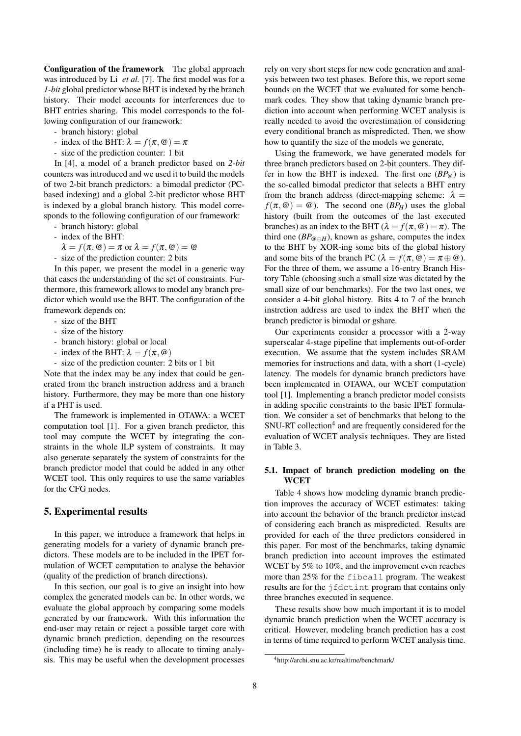**Configuration of the framework** The global approach was introduced by Li *et al.* [7]. The first model was for a *1-bit* global predictor whose BHT is indexed by the branch history. Their model accounts for interferences due to BHT entries sharing. This model corresponds to the following configuration of our framework:

- branch history: global
- index of the BHT: $\lambda = f(\pi, @) = \pi$
- size of the prediction counter: 1 bit

In [4], a model of a branch predictor based on *2-bit* counters was introduced and we used it to build the models of two 2-bit branch predictors: a bimodal predictor (PC-based indexing) and a global 2-bit predictor whose BHT is indexed by a global branch history. This model corresponds to the following configuration of our framework:

- branch history: global
- index of the BHT:
  $\lambda = f(\pi, @) = \pi$ or $\lambda = f(\pi, @) = @$
- size of the prediction counter: 2 bits

In this paper, we present the model in a generic way that eases the understanding of the set of constraints. Furthermore, this framework allows to model any branch predictor which would use the BHT. The configuration of the framework depends on:

- size of the BHT
- size of the history
- branch history: global or local
- index of the BHT: $\lambda = f(\pi, @)$
- size of the prediction counter: 2 bits or 1 bit

Note that the index may be any index that could be generated from the branch instruction address and a branch history. Furthermore, they may be more than one history if a PHT is used.

The framework is implemented in OTAWA: a WCET computation tool [1]. For a given branch predictor, this tool may compute the WCET by integrating the constraints in the whole ILP system of constraints. It may also generate separately the system of constraints for the branch predictor model that could be added in any other WCET tool. This only requires to use the same variables for the CFG nodes.

## 5. Experimental results

In this paper, we introduce a framework that helps in generating models for a variety of dynamic branch predictors. These models are to be included in the IPET formulation of WCET computation to analyse the behavior (quality of the prediction of branch directions).

In this section, our goal is to give an insight into how complex the generated models can be. In other words, we evaluate the global approach by comparing some models generated by our framework. With this information the end-user may retain or reject a possible target core with dynamic branch prediction, depending on the resources (including time) he is ready to allocate to timing analysis. This may be useful when the development processes rely on very short steps for new code generation and analysis between two test phases. Before this, we report some bounds on the WCET that we evaluated for some benchmark codes. They show that taking dynamic branch prediction into account when performing WCET analysis is really needed to avoid the overestimation of considering every conditional branch as mispredicted. Then, we show how to quantify the size of the models we generate,

Using the framework, we have generated models for three branch predictors based on 2-bit counters. They differ in how the BHT is indexed. The first one ($BP_@$) is the so-called bimodal predictor that selects a BHT entry from the branch address (direct-mapping scheme: $\lambda = f(\pi, @) = @$). The second one ($BP_H$) uses the global history (built from the outcomes of the last executed branches) as an index to the BHT ($\lambda = f(\pi, @) = \pi$). The third one ($BP_{@\oplus H}$), known as gshare, computes the index to the BHT by XOR-ing some bits of the global history and some bits of the branch PC ($\lambda = f(\pi, @) = \pi \oplus @$). For the three of them, we assume a 16-entry Branch History Table (choosing such a small size was dictated by the small size of our benchmarks). For the two last ones, we consider a 4-bit global history. Bits 4 to 7 of the branch instrction address are used to index the BHT when the branch predictor is bimodal or gshare.

Our experiments consider a processor with a 2-way superscalar 4-stage pipeline that implements out-of-order execution. We assume that the system includes SRAM memories for instructions and data, with a short (1-cycle) latency. The models for dynamic branch predictors have been implemented in OTAWA, our WCET computation tool [1]. Implementing a branch predictor model consists in adding specific constraints to the basic IPET formulation. We consider a set of benchmarks that belong to the SNU-RT collection[4] and are frequently considered for the evaluation of WCET analysis techniques. They are listed in Table 3.

### 5.1. Impact of branch prediction modeling on the WCET

Table 4 shows how modeling dynamic branch prediction improves the accuracy of WCET estimates: taking into account the behavior of the branch predictor instead of considering each branch as mispredicted. Results are provided for each of the three predictors considered in this paper. For most of the benchmarks, taking dynamic branch prediction into account improves the estimated WCET by 5% to 10%, and the improvement even reaches more than 25% for the `fibcall` program. The weakest results are for the `jfdctint` program that contains only three branches executed in sequence.

These results show how much important it is to model dynamic branch prediction when the WCET accuracy is critical. However, modeling branch prediction has a cost in terms of time required to perform WCET analysis time.

[4] http://archi.snu.ac.kr/realtime/benchmark/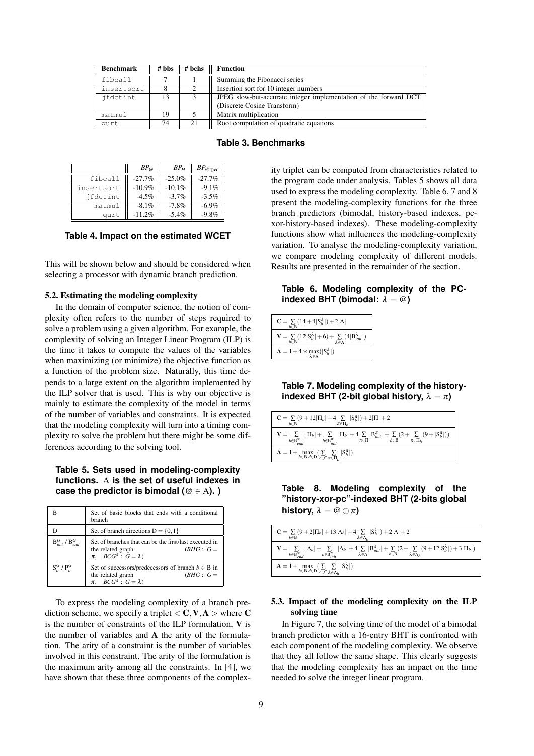| Benchmark | # bbs | # bchs | Function |
|---|---|---|---|
| fibcall | 7 | 1 | Summing the Fibonacci series |
| insertsort | 8 | 2 | Insertion sort for 10 integer numbers |
| jfdctint | 13 | 3 | JPEG slow-but-accurate integer implementation of the forward DCT (Discrete Cosine Transform) |
| matmul | 19 | 5 | Matrix multiplication |
| qurt | 74 | 21 | Root computation of quadratic equations |

**Table 3. Benchmarks**

|  | $BP_{@}$ | $BP_H$ | $BP_{@\oplus H}$ |
|---|---|---|---|
| fibcall | -27.7% | -25.0% | -27.7% |
| insertsort | -10.9% | -10.1% | -9.1% |
| jfdctint | -4.5% | -3.7% | -3.5% |
| matmul | -8.1% | -7.8% | -6.9% |
| qurt | -11.2% | -5.4% | -9.8% |

**Table 4. Impact on the estimated WCET**

This will be shown below and should be considered when selecting a processor with dynamic branch prediction.

### 5.2. Estimating the modeling complexity

In the domain of computer science, the notion of complexity often refers to the number of steps required to solve a problem using a given algorithm. For example, the complexity of solving an Integer Linear Program (ILP) is the time it takes to compute the values of the variables when maximizing (or minimize) the objective function as a function of the problem size. Naturally, this time depends to a large extent on the algorithm implemented by the ILP solver that is used. This is why our objective is mainly to estimate the complexity of the model in terms of the number of variables and constraints. It is expected that the modeling complexity will turn into a timing complexity to solve the problem but there might be some differences according to the solving tool.

**Table 5. Sets used in modeling-complexity functions.** A **is the set of useful indexes in case the predictor is bimodal (**$@ \in$ A**).**

| | |
|---|---|
| B | Set of basic blocks that ends with a conditional branch |
| D | Set of branch directions $D = \{0,1\}$ |
| $B^G_{init}$ / $B^G_{end}$ | Set of branches that can be the first/last executed in the related graph ($BHG: G = \pi$, $BCG^{\lambda}: G = \lambda$) |
| $S^G_b$ / $P^G_b$ | Set of successors/predecessors of branch $b \in$ B in the related graph ($BHG: G = \pi$, $BCG^{\lambda}: G = \lambda$) |

To express the modeling complexity of a branch prediction scheme, we specify a triplet $< \mathbf{C}, \mathbf{V}, \mathbf{A} >$ where **C** is the number of constraints of the ILP formulation, **V** is the number of variables and **A** the arity of the formulation. The arity of a constraint is the number of variables involved in this constraint. The arity of the formulation is the maximum arity among all the constraints. In [4], we have shown that these three components of the complexity triplet can be computed from characteristics related to the program code under analysis. Tables 5 shows all data used to express the modeling complexity. Table 6, 7 and 8 present the modeling-complexity functions for the three branch predictors (bimodal, history-based indexes, pc-xor-history-based indexes). These modeling-complexity functions show what influences the modeling-complexity variation. To analyse the modeling-complexity variation, we compare modeling complexity of different models. Results are presented in the remainder of the section.

**Table 6. Modeling complexity of the PC-indexed BHT (bimodal: $\lambda = @$)**

| |
|---|
| $\mathbf{C} = \sum_{b \in \mathrm{B}} (14 + 4\lvert \mathrm{S}^{\lambda}_b \rvert) + 2\lvert \mathrm{A} \rvert$ |
| $\mathbf{V} = \sum_{b \in \mathrm{B}} (12\lvert \mathrm{S}^{\lambda}_b \rvert + 6) + \sum_{\lambda \in \mathrm{A}} (4\lvert \mathrm{B}^{\lambda}_{init} \rvert)$ |
| $\mathbf{A} = 1 + 4 \times \max_{\lambda \in \mathrm{A}} (\lvert \mathrm{S}^{\lambda}_b \rvert)$ |

**Table 7. Modeling complexity of the history-indexed BHT (2-bit global history, $\lambda = \pi$)**

| |
|---|
| $\mathbf{C} = \sum_{b \in \mathrm{B}} (9 + 12\lvert \Pi_b \rvert + 4 \sum_{\pi \in \Pi_b} \lvert \mathrm{S}^{\pi}_b \rvert) + 2\lvert \Pi \rvert + 2$ |
| $\mathbf{V} = \sum_{b \in \mathrm{B}^{\pi}_{end}} \lvert \Pi_b \rvert + \sum_{b \in \mathrm{B}^{\pi}_{init}} \lvert \Pi_b \rvert + 4 \sum_{\pi \in \Pi} \lvert \mathrm{B}^{\pi}_{init} \rvert + \sum_{b \in \mathrm{B}} (2 + \sum_{\pi \in \Pi_b} (9 + \lvert \mathrm{S}^{\pi}_b \rvert))$ |
| $\mathbf{A} = 1 + \max_{b \in \mathrm{B}, d \in \mathrm{D}} (\sum_{c \in \mathrm{C}} \sum_{\pi \in \Pi_b} \lvert \mathrm{S}^{\pi}_b \rvert)$ |

**Table 8. Modeling complexity of the "history-xor-pc"-indexed BHT (2-bits global history, $\lambda = @ \oplus \pi$)**

| |
|---|
| $\mathbf{C} = \sum_{b \in \mathrm{B}} (9 + 2\lvert \Pi_b \rvert + 13\lvert \Lambda_b \rvert + 4 \sum_{\lambda \in \Lambda_b} \lvert \mathrm{S}^{\lambda}_b \rvert) + 2\lvert \Lambda \rvert + 2$ |
| $\mathbf{V} = \sum_{b \in \mathrm{B}^{\pi}_{end}} \lvert \Lambda_b \rvert + \sum_{b \in \mathrm{B}^{\pi}_{init}} \lvert \Lambda_b \rvert + 4 \sum_{\lambda \in \Lambda} \lvert \mathrm{B}^{\lambda}_{init} \rvert + \sum_{b \in \mathrm{B}} (2 + \sum_{\lambda \in \Lambda_b} (9 + 12\lvert \mathrm{S}^{\lambda}_b \rvert) + 3\lvert \Pi_b \rvert)$ |
| $\mathbf{A} = 1 + \max_{b \in \mathrm{B}, d \in \mathrm{D}} (\sum_{c \in \mathrm{C}} \sum_{\lambda \in \Lambda_b} \lvert \mathrm{S}^{\lambda}_b \rvert)$ |

### 5.3. Impact of the modeling complexity on the ILP solving time

In Figure 7, the solving time of the model of a bimodal branch predictor with a 16-entry BHT is confronted with each component of the modeling complexity. We observe that they all follow the same shape. This clearly suggests that the modeling complexity has an impact on the time needed to solve the integer linear program.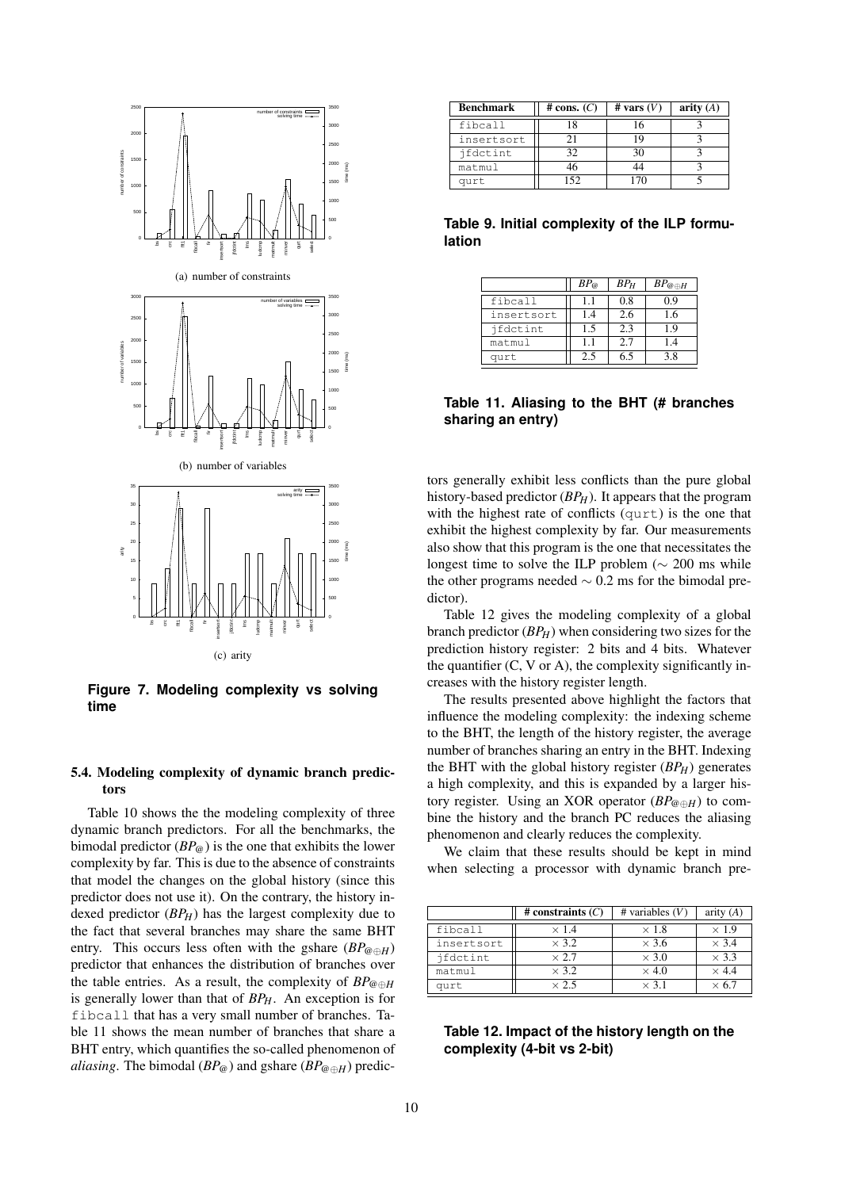(a) number of constraints

(b) number of variables

(c) arity

**Figure 7. Modeling complexity vs solving time**

### 5.4. Modeling complexity of dynamic branch predictors

Table 10 shows the the modeling complexity of three dynamic branch predictors. For all the benchmarks, the bimodal predictor ($BP_@$) is the one that exhibits the lower complexity by far. This is due to the absence of constraints that model the changes on the global history (since this predictor does not use it). On the contrary, the history indexed predictor ($BP_H$) has the largest complexity due to the fact that several branches may share the same BHT entry. This occurs less often with the gshare ($BP_{@\oplus H}$) predictor that enhances the distribution of branches over the table entries. As a result, the complexity of $BP_{@\oplus H}$ is generally lower than that of $BP_H$. An exception is for fibcall that has a very small number of branches. Table 11 shows the mean number of branches that share a BHT entry, which quantifies the so-called phenomenon of *aliasing*. The bimodal ($BP_@$) and gshare ($BP_{@\oplus H}$) predictors generally exhibit less conflicts than the pure global history-based predictor ($BP_H$). It appears that the program with the highest rate of conflicts (qurt) is the one that exhibit the highest complexity by far. Our measurements also show that this program is the one that necessitates the longest time to solve the ILP problem ($\sim$ 200 ms while the other programs needed $\sim$ 0.2 ms for the bimodal predictor).

| Benchmark | # cons. ($C$) | # vars ($V$) | arity ($A$) |
|---|---|---|---|
| fibcall | 18 | 16 | 3 |
| insertsort | 21 | 19 | 3 |
| jfdctint | 32 | 30 | 3 |
| matmul | 46 | 44 | 3 |
| qurt | 152 | 170 | 5 |

**Table 9. Initial complexity of the ILP formulation**

| | $BP_@$ | $BP_H$ | $BP_{@\oplus H}$ |
|---|---|---|---|
| fibcall | 1.1 | 0.8 | 0.9 |
| insertsort | 1.4 | 2.6 | 1.6 |
| jfdctint | 1.5 | 2.3 | 1.9 |
| matmul | 1.1 | 2.7 | 1.4 |
| qurt | 2.5 | 6.5 | 3.8 |

**Table 11. Aliasing to the BHT (# branches sharing an entry)**

Table 12 gives the modeling complexity of a global branch predictor ($BP_H$) when considering two sizes for the prediction history register: 2 bits and 4 bits. Whatever the quantifier (C, V or A), the complexity significantly increases with the history register length.

The results presented above highlight the factors that influence the modeling complexity: the indexing scheme to the BHT, the length of the history register, the average number of branches sharing an entry in the BHT. Indexing the BHT with the global history register ($BP_H$) generates a high complexity, and this is expanded by a larger history register. Using an XOR operator ($BP_{@\oplus H}$) to combine the history and the branch PC reduces the aliasing phenomenon and clearly reduces the complexity.

We claim that these results should be kept in mind when selecting a processor with dynamic branch pre-

| | # constraints ($C$) | # variables ($V$) | arity ($A$) |
|---|---|---|---|
| fibcall | $\times$ 1.4 | $\times$ 1.8 | $\times$ 1.9 |
| insertsort | $\times$ 3.2 | $\times$ 3.6 | $\times$ 3.4 |
| jfdctint | $\times$ 2.7 | $\times$ 3.0 | $\times$ 3.3 |
| matmul | $\times$ 3.2 | $\times$ 4.0 | $\times$ 4.4 |
| qurt | $\times$ 2.5 | $\times$ 3.1 | $\times$ 6.7 |

**Table 12. Impact of the history length on the complexity (4-bit vs 2-bit)**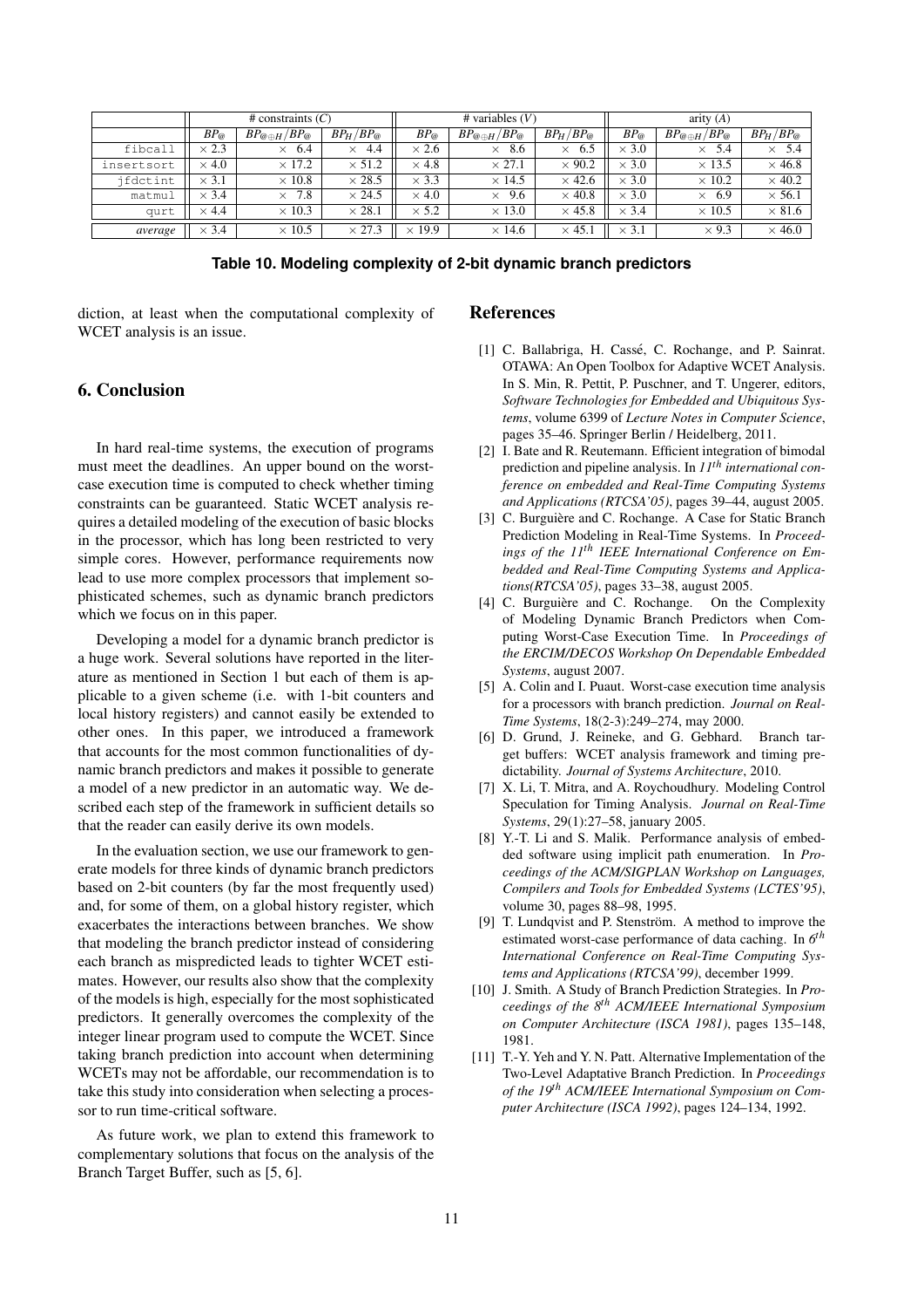| | # constraints ($C$) | | | # variables ($V$) | | | arity ($A$) | | |
|---|---|---|---|---|---|---|---|---|---|
| | $BP_@$ | $BP_{@\oplus H}/BP_@$ | $BP_H/BP_@$ | $BP_@$ | $BP_{@\oplus H}/BP_@$ | $BP_H/BP_@$ | $BP_@$ | $BP_{@\oplus H}/BP_@$ | $BP_H/BP_@$ |
| `fibcall` | × 2.3 | × 6.4 | × 4.4 | × 2.6 | × 8.6 | × 6.5 | × 3.0 | × 5.4 | × 5.4 |
| `insertsort` | × 4.0 | × 17.2 | × 51.2 | × 4.8 | × 27.1 | × 90.2 | × 3.0 | × 13.5 | × 46.8 |
| `jfdctint` | × 3.1 | × 10.8 | × 28.5 | × 3.3 | × 14.5 | × 42.6 | × 3.0 | × 10.2 | × 40.2 |
| `matmul` | × 3.4 | × 7.8 | × 24.5 | × 4.0 | × 9.6 | × 40.8 | × 3.0 | × 6.9 | × 56.1 |
| `qurt` | × 4.4 | × 10.3 | × 28.1 | × 5.2 | × 13.0 | × 45.8 | × 3.4 | × 10.5 | × 81.6 |
| *average* | × 3.4 | × 10.5 | × 27.3 | × 19.9 | × 14.6 | × 45.1 | × 3.1 | × 9.3 | × 46.0 |

**Table 10. Modeling complexity of 2-bit dynamic branch predictors**

diction, at least when the computational complexity of WCET analysis is an issue.

## 6. Conclusion

In hard real-time systems, the execution of programs must meet the deadlines. An upper bound on the worst-case execution time is computed to check whether timing constraints can be guaranteed. Static WCET analysis requires a detailed modeling of the execution of basic blocks in the processor, which has long been restricted to very simple cores. However, performance requirements now lead to use more complex processors that implement sophisticated schemes, such as dynamic branch predictors which we focus on in this paper.

Developing a model for a dynamic branch predictor is a huge work. Several solutions have reported in the literature as mentioned in Section 1 but each of them is applicable to a given scheme (i.e. with 1-bit counters and local history registers) and cannot easily be extended to other ones. In this paper, we introduced a framework that accounts for the most common functionalities of dynamic branch predictors and makes it possible to generate a model of a new predictor in an automatic way. We described each step of the framework in sufficient details so that the reader can easily derive its own models.

In the evaluation section, we use our framework to generate models for three kinds of dynamic branch predictors based on 2-bit counters (by far the most frequently used) and, for some of them, on a global history register, which exacerbates the interactions between branches. We show that modeling the branch predictor instead of considering each branch as mispredicted leads to tighter WCET estimates. However, our results also show that the complexity of the models is high, especially for the most sophisticated predictors. It generally overcomes the complexity of the integer linear program used to compute the WCET. Since taking branch prediction into account when determining WCETs may not be affordable, our recommendation is to take this study into consideration when selecting a processor to run time-critical software.

As future work, we plan to extend this framework to complementary solutions that focus on the analysis of the Branch Target Buffer, such as [5, 6].

## References

[1] C. Ballabriga, H. Cassé, C. Rochange, and P. Sainrat. OTAWA: An Open Toolbox for Adaptive WCET Analysis. In S. Min, R. Pettit, P. Puschner, and T. Ungerer, editors, *Software Technologies for Embedded and Ubiquitous Systems*, volume 6399 of *Lecture Notes in Computer Science*, pages 35–46. Springer Berlin / Heidelberg, 2011.

[2] I. Bate and R. Reutemann. Efficient integration of bimodal prediction and pipeline analysis. In *11th international conference on embedded and Real-Time Computing Systems and Applications (RTCSA'05)*, pages 39–44, august 2005.

[3] C. Burguière and C. Rochange. A Case for Static Branch Prediction Modeling in Real-Time Systems. In *Proceedings of the 11th IEEE International Conference on Embedded and Real-Time Computing Systems and Applications(RTCSA'05)*, pages 33–38, august 2005.

[4] C. Burguière and C. Rochange. On the Complexity of Modeling Dynamic Branch Predictors when Computing Worst-Case Execution Time. In *Proceedings of the ERCIM/DECOS Workshop On Dependable Embedded Systems*, august 2007.

[5] A. Colin and I. Puaut. Worst-case execution time analysis for a processors with branch prediction. *Journal on Real-Time Systems*, 18(2-3):249–274, may 2000.

[6] D. Grund, J. Reineke, and G. Gebhard. Branch target buffers: WCET analysis framework and timing predictability. *Journal of Systems Architecture*, 2010.

[7] X. Li, T. Mitra, and A. Roychoudhury. Modeling Control Speculation for Timing Analysis. *Journal on Real-Time Systems*, 29(1):27–58, january 2005.

[8] Y.-T. Li and S. Malik. Performance analysis of embedded software using implicit path enumeration. In *Proceedings of the ACM/SIGPLAN Workshop on Languages, Compilers and Tools for Embedded Systems (LCTES'95)*, volume 30, pages 88–98, 1995.

[9] T. Lundqvist and P. Stenström. A method to improve the estimated worst-case performance of data caching. In *6th International Conference on Real-Time Computing Systems and Applications (RTCSA'99)*, december 1999.

[10] J. Smith. A Study of Branch Prediction Strategies. In *Proceedings of the 8th ACM/IEEE International Symposium on Computer Architecture (ISCA 1981)*, pages 135–148, 1981.

[11] T.-Y. Yeh and Y. N. Patt. Alternative Implementation of the Two-Level Adaptative Branch Prediction. In *Proceedings of the 19th ACM/IEEE International Symposium on Computer Architecture (ISCA 1992)*, pages 124–134, 1992.